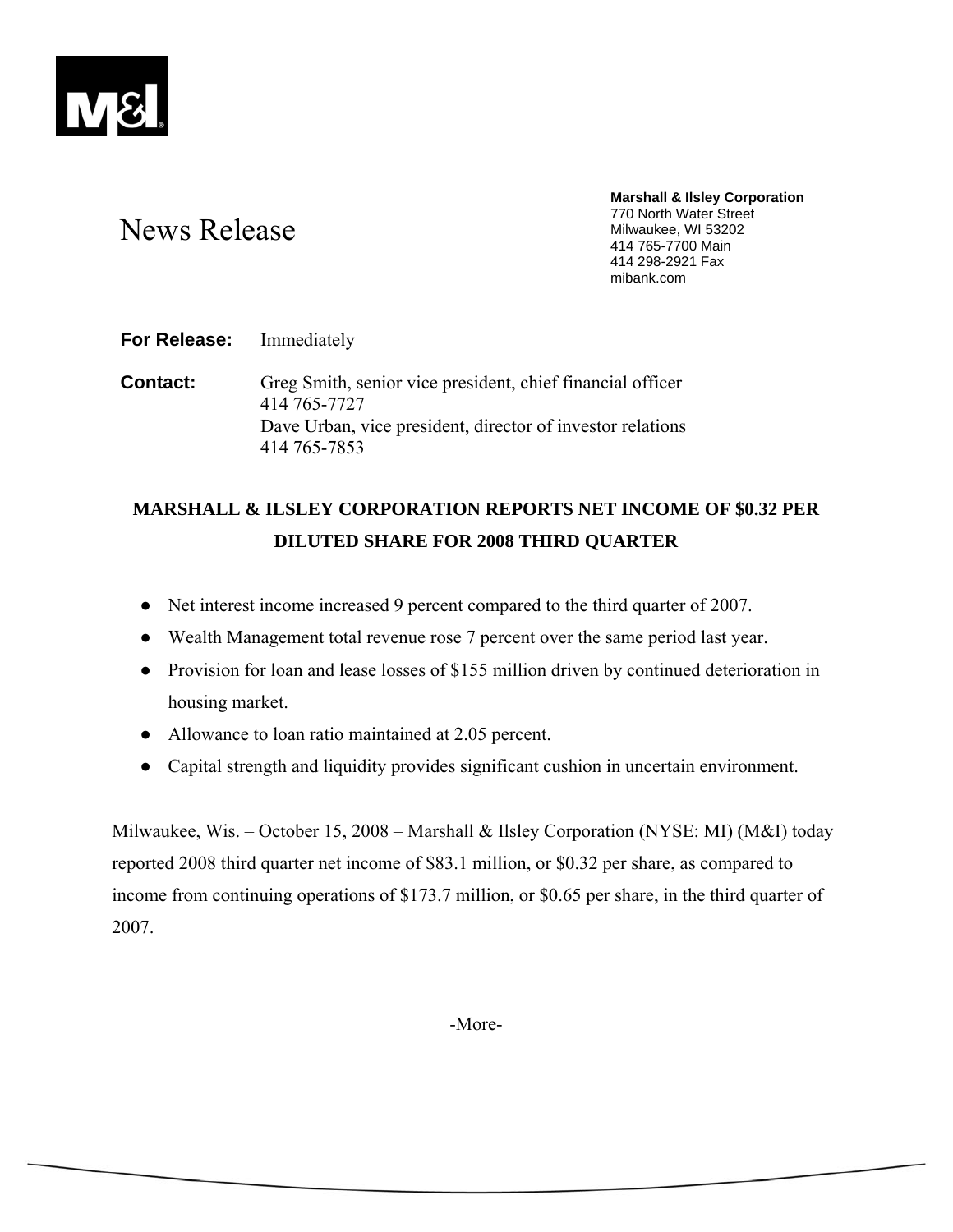News Release

**Marshall & Ilsley Corporation**
770 North Water Street
Milwaukee, WI 53202
414 765-7700 Main
414 298-2921 Fax
mibank.com

**For Release:** Immediately

**Contact:** Greg Smith, senior vice president, chief financial officer
414 765-7727
Dave Urban, vice president, director of investor relations
414 765-7853

# MARSHALL & ILSLEY CORPORATION REPORTS NET INCOME OF $0.32 PER DILUTED SHARE FOR 2008 THIRD QUARTER

- Net interest income increased 9 percent compared to the third quarter of 2007.
- Wealth Management total revenue rose 7 percent over the same period last year.
- Provision for loan and lease losses of $155 million driven by continued deterioration in housing market.
- Allowance to loan ratio maintained at 2.05 percent.
- Capital strength and liquidity provides significant cushion in uncertain environment.

Milwaukee, Wis. – October 15, 2008 – Marshall & Ilsley Corporation (NYSE: MI) (M&I) today reported 2008 third quarter net income of $83.1 million, or $0.32 per share, as compared to income from continuing operations of $173.7 million, or $0.65 per share, in the third quarter of 2007.

-More-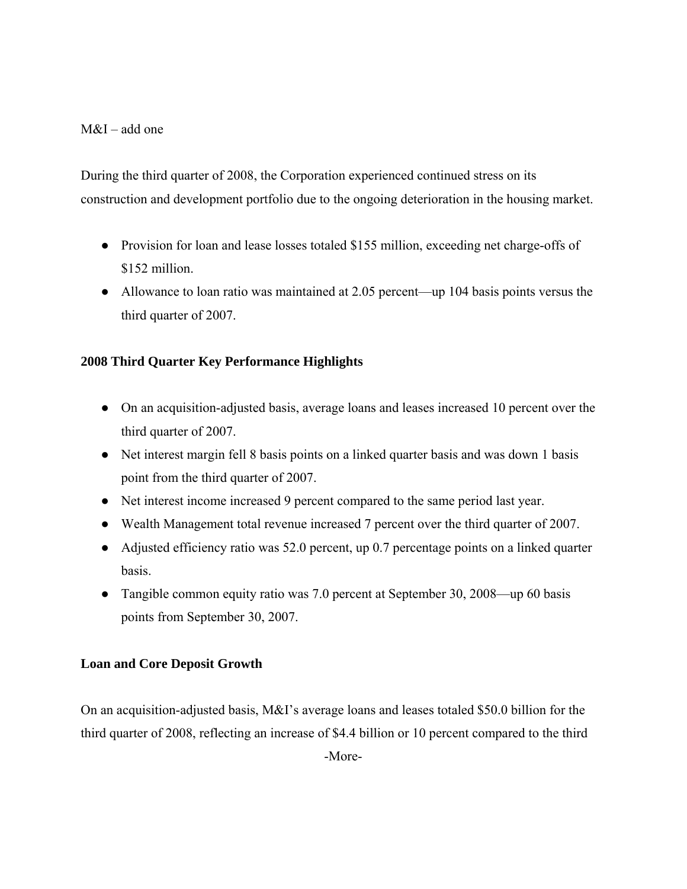During the third quarter of 2008, the Corporation experienced continued stress on its construction and development portfolio due to the ongoing deterioration in the housing market.

- Provision for loan and lease losses totaled $155 million, exceeding net charge-offs of $152 million.
- Allowance to loan ratio was maintained at 2.05 percent—up 104 basis points versus the third quarter of 2007.

**2008 Third Quarter Key Performance Highlights**

- On an acquisition-adjusted basis, average loans and leases increased 10 percent over the third quarter of 2007.
- Net interest margin fell 8 basis points on a linked quarter basis and was down 1 basis point from the third quarter of 2007.
- Net interest income increased 9 percent compared to the same period last year.
- Wealth Management total revenue increased 7 percent over the third quarter of 2007.
- Adjusted efficiency ratio was 52.0 percent, up 0.7 percentage points on a linked quarter basis.
- Tangible common equity ratio was 7.0 percent at September 30, 2008—up 60 basis points from September 30, 2007.

**Loan and Core Deposit Growth**

On an acquisition-adjusted basis, M&I's average loans and leases totaled $50.0 billion for the third quarter of 2008, reflecting an increase of $4.4 billion or 10 percent compared to the third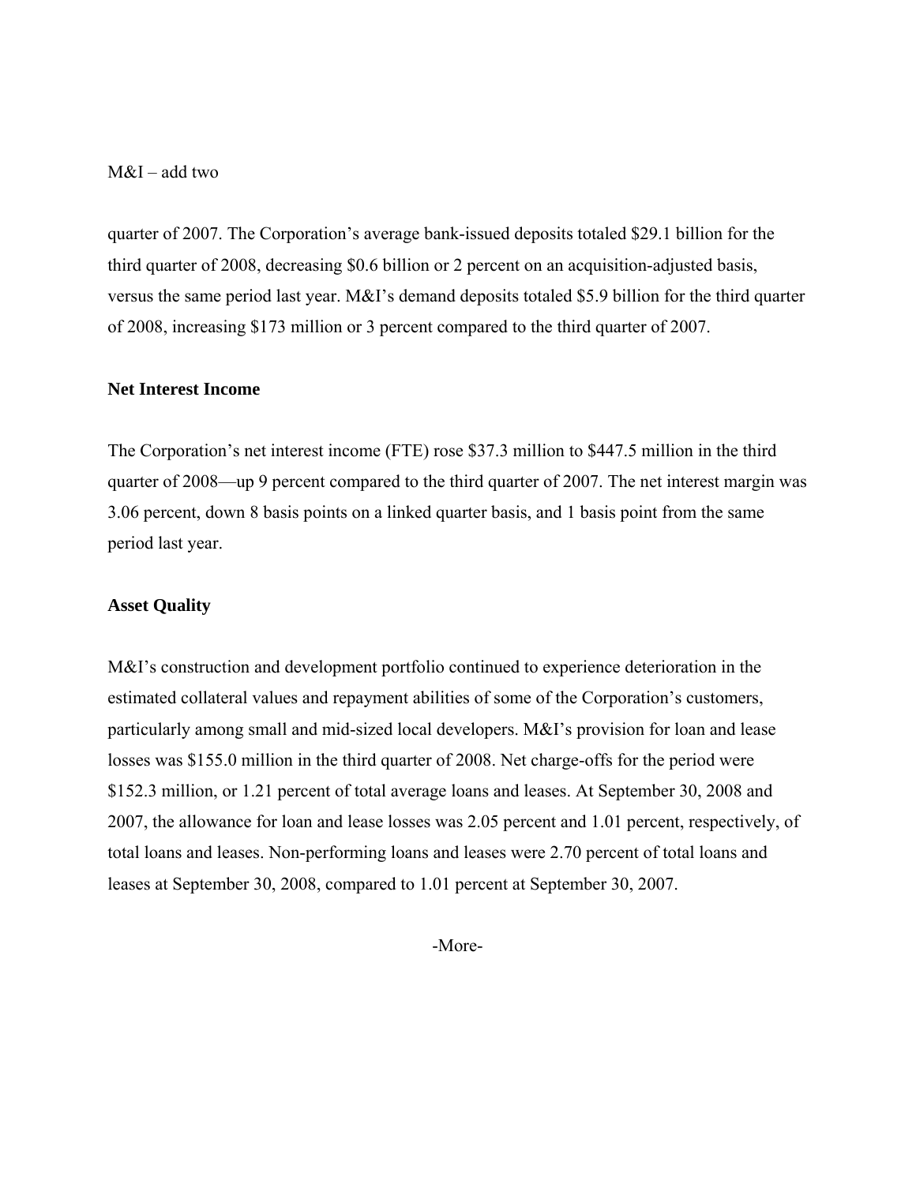quarter of 2007. The Corporation's average bank-issued deposits totaled $29.1 billion for the third quarter of 2008, decreasing $0.6 billion or 2 percent on an acquisition-adjusted basis, versus the same period last year. M&I's demand deposits totaled $5.9 billion for the third quarter of 2008, increasing $173 million or 3 percent compared to the third quarter of 2007.

**Net Interest Income**

The Corporation's net interest income (FTE) rose $37.3 million to $447.5 million in the third quarter of 2008—up 9 percent compared to the third quarter of 2007. The net interest margin was 3.06 percent, down 8 basis points on a linked quarter basis, and 1 basis point from the same period last year.

**Asset Quality**

M&I's construction and development portfolio continued to experience deterioration in the estimated collateral values and repayment abilities of some of the Corporation's customers, particularly among small and mid-sized local developers. M&I's provision for loan and lease losses was $155.0 million in the third quarter of 2008. Net charge-offs for the period were $152.3 million, or 1.21 percent of total average loans and leases. At September 30, 2008 and 2007, the allowance for loan and lease losses was 2.05 percent and 1.01 percent, respectively, of total loans and leases. Non-performing loans and leases were 2.70 percent of total loans and leases at September 30, 2008, compared to 1.01 percent at September 30, 2007.

-More-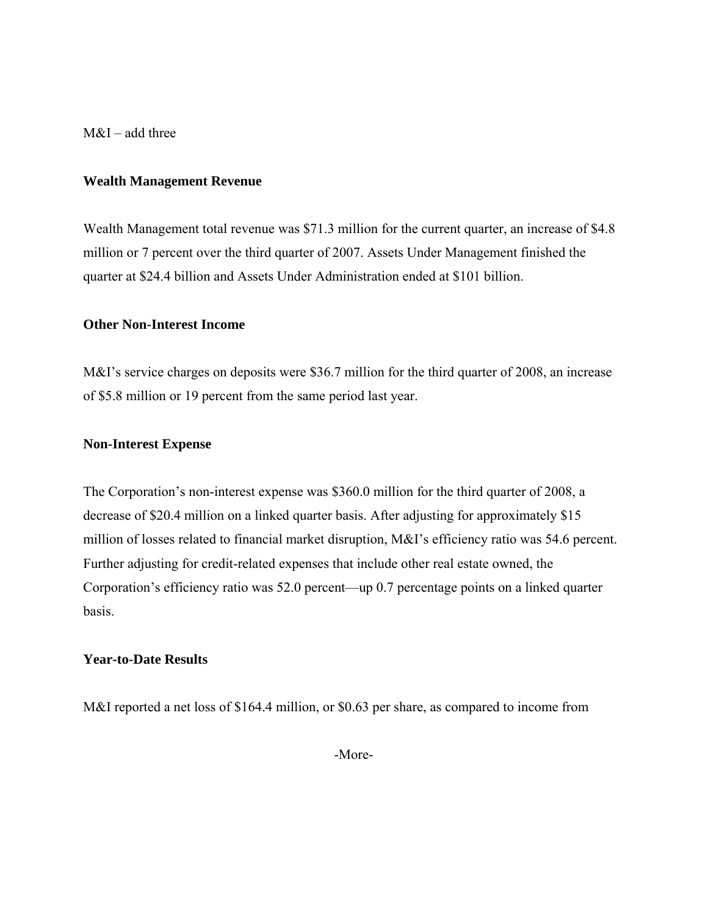M&I – add three

**Wealth Management Revenue**

Wealth Management total revenue was $71.3 million for the current quarter, an increase of $4.8 million or 7 percent over the third quarter of 2007. Assets Under Management finished the quarter at $24.4 billion and Assets Under Administration ended at $101 billion.

**Other Non-Interest Income**

M&I's service charges on deposits were $36.7 million for the third quarter of 2008, an increase of $5.8 million or 19 percent from the same period last year.

**Non-Interest Expense**

The Corporation's non-interest expense was $360.0 million for the third quarter of 2008, a decrease of $20.4 million on a linked quarter basis. After adjusting for approximately $15 million of losses related to financial market disruption, M&I's efficiency ratio was 54.6 percent. Further adjusting for credit-related expenses that include other real estate owned, the Corporation's efficiency ratio was 52.0 percent—up 0.7 percentage points on a linked quarter basis.

**Year-to-Date Results**

M&I reported a net loss of $164.4 million, or $0.63 per share, as compared to income from

-More-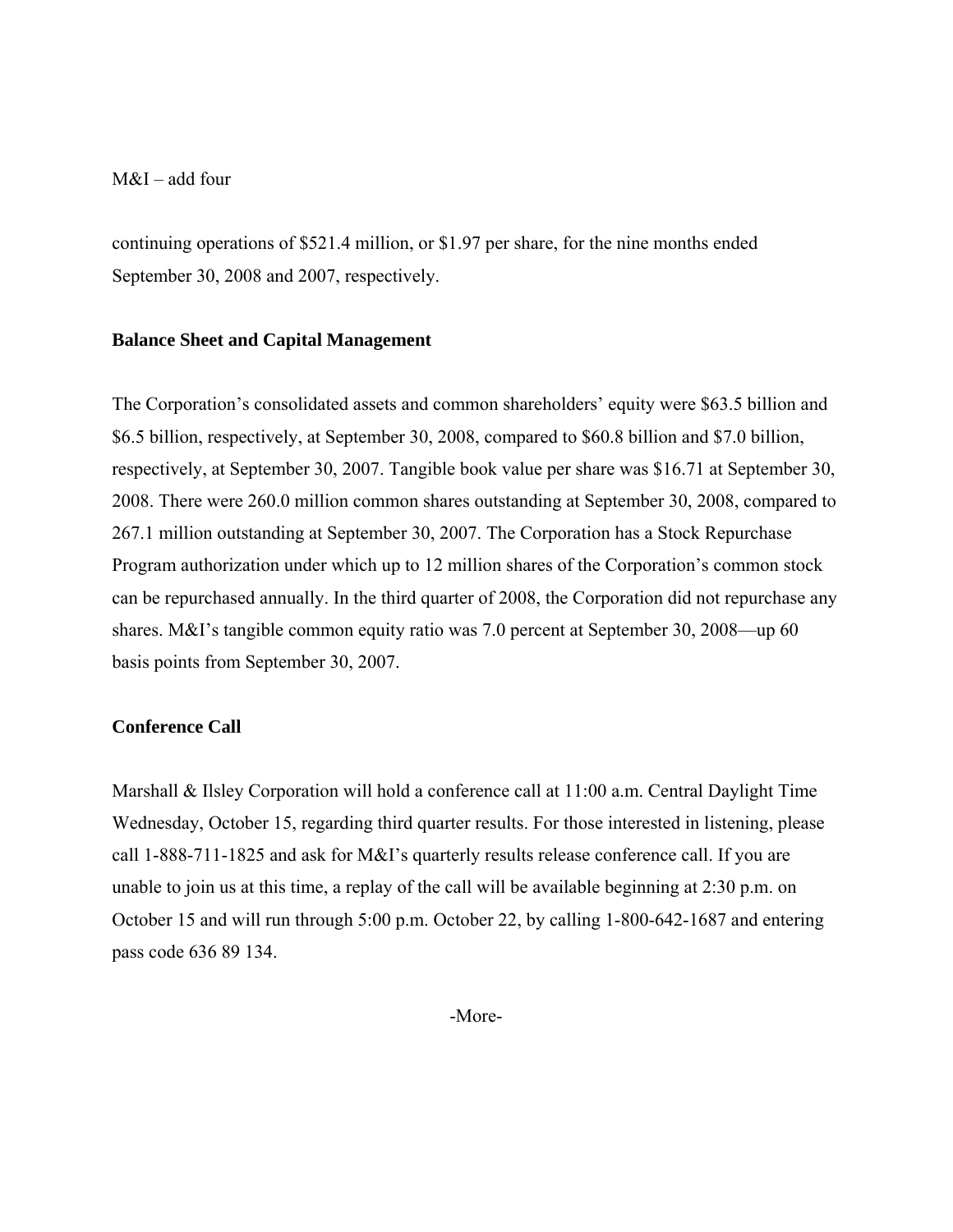M&I – add four

continuing operations of $521.4 million, or $1.97 per share, for the nine months ended September 30, 2008 and 2007, respectively.

**Balance Sheet and Capital Management**

The Corporation's consolidated assets and common shareholders' equity were $63.5 billion and $6.5 billion, respectively, at September 30, 2008, compared to $60.8 billion and $7.0 billion, respectively, at September 30, 2007. Tangible book value per share was $16.71 at September 30, 2008. There were 260.0 million common shares outstanding at September 30, 2008, compared to 267.1 million outstanding at September 30, 2007. The Corporation has a Stock Repurchase Program authorization under which up to 12 million shares of the Corporation's common stock can be repurchased annually. In the third quarter of 2008, the Corporation did not repurchase any shares. M&I's tangible common equity ratio was 7.0 percent at September 30, 2008—up 60 basis points from September 30, 2007.

**Conference Call**

Marshall & Ilsley Corporation will hold a conference call at 11:00 a.m. Central Daylight Time Wednesday, October 15, regarding third quarter results. For those interested in listening, please call 1-888-711-1825 and ask for M&I's quarterly results release conference call. If you are unable to join us at this time, a replay of the call will be available beginning at 2:30 p.m. on October 15 and will run through 5:00 p.m. October 22, by calling 1-800-642-1687 and entering pass code 636 89 134.

-More-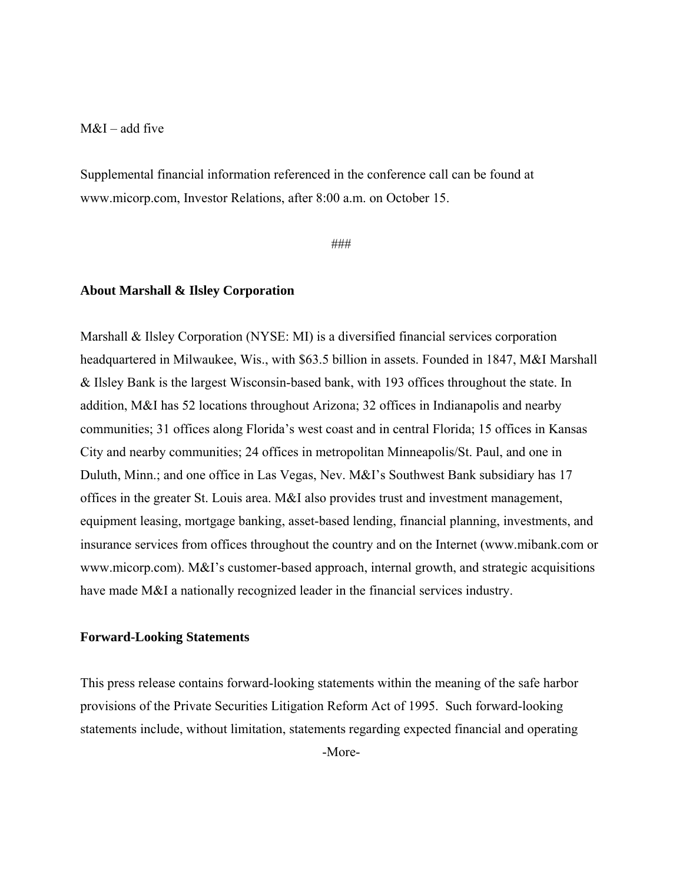M&I – add five

Supplemental financial information referenced in the conference call can be found at www.micorp.com, Investor Relations, after 8:00 a.m. on October 15.

###

**About Marshall & Ilsley Corporation**

Marshall & Ilsley Corporation (NYSE: MI) is a diversified financial services corporation headquartered in Milwaukee, Wis., with $63.5 billion in assets. Founded in 1847, M&I Marshall & Ilsley Bank is the largest Wisconsin-based bank, with 193 offices throughout the state. In addition, M&I has 52 locations throughout Arizona; 32 offices in Indianapolis and nearby communities; 31 offices along Florida's west coast and in central Florida; 15 offices in Kansas City and nearby communities; 24 offices in metropolitan Minneapolis/St. Paul, and one in Duluth, Minn.; and one office in Las Vegas, Nev. M&I's Southwest Bank subsidiary has 17 offices in the greater St. Louis area. M&I also provides trust and investment management, equipment leasing, mortgage banking, asset-based lending, financial planning, investments, and insurance services from offices throughout the country and on the Internet (www.mibank.com or www.micorp.com). M&I's customer-based approach, internal growth, and strategic acquisitions have made M&I a nationally recognized leader in the financial services industry.

**Forward-Looking Statements**

This press release contains forward-looking statements within the meaning of the safe harbor provisions of the Private Securities Litigation Reform Act of 1995. Such forward-looking statements include, without limitation, statements regarding expected financial and operating

-More-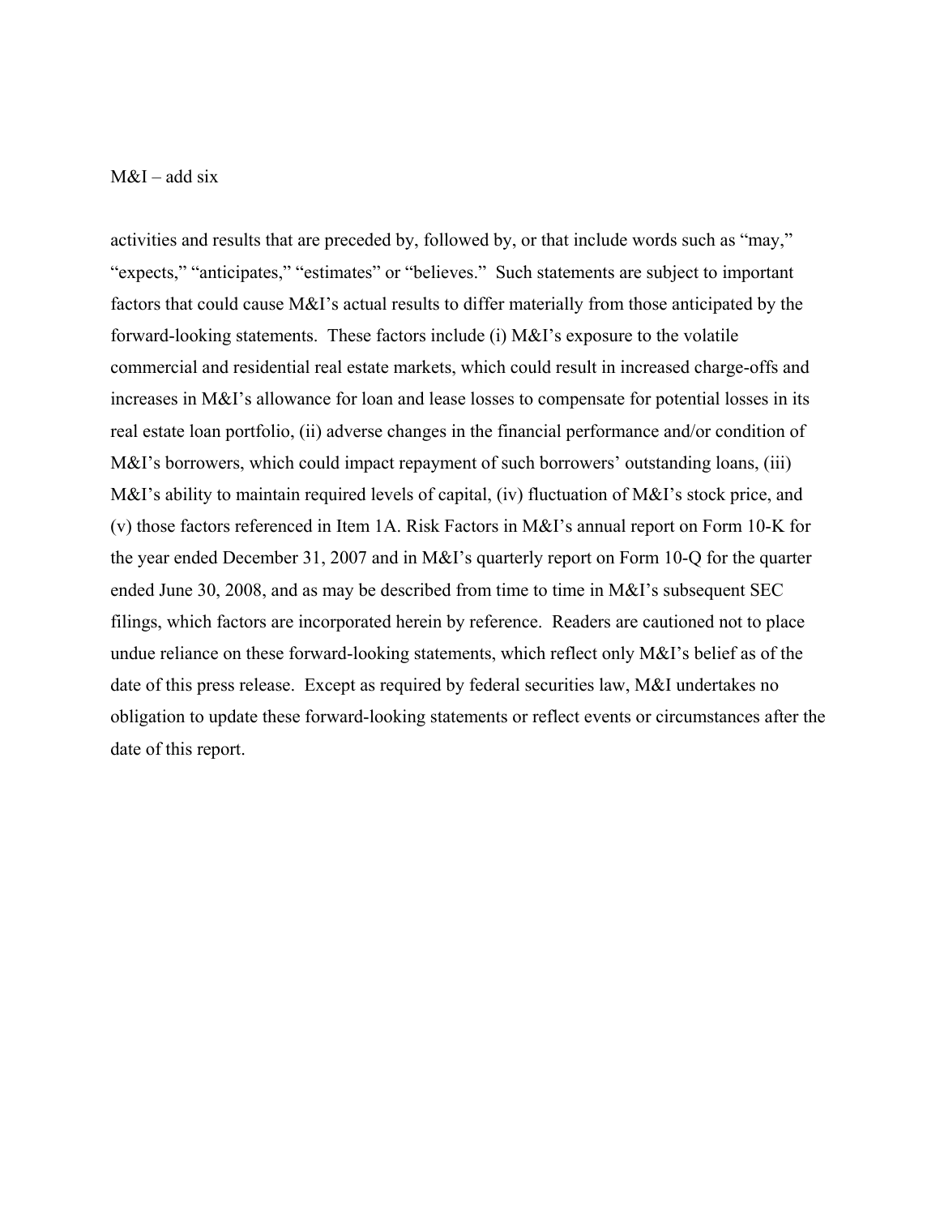M&I – add six

activities and results that are preceded by, followed by, or that include words such as "may," "expects," "anticipates," "estimates" or "believes." Such statements are subject to important factors that could cause M&I's actual results to differ materially from those anticipated by the forward-looking statements. These factors include (i) M&I's exposure to the volatile commercial and residential real estate markets, which could result in increased charge-offs and increases in M&I's allowance for loan and lease losses to compensate for potential losses in its real estate loan portfolio, (ii) adverse changes in the financial performance and/or condition of M&I's borrowers, which could impact repayment of such borrowers' outstanding loans, (iii) M&I's ability to maintain required levels of capital, (iv) fluctuation of M&I's stock price, and (v) those factors referenced in Item 1A. Risk Factors in M&I's annual report on Form 10-K for the year ended December 31, 2007 and in M&I's quarterly report on Form 10-Q for the quarter ended June 30, 2008, and as may be described from time to time in M&I's subsequent SEC filings, which factors are incorporated herein by reference. Readers are cautioned not to place undue reliance on these forward-looking statements, which reflect only M&I's belief as of the date of this press release. Except as required by federal securities law, M&I undertakes no obligation to update these forward-looking statements or reflect events or circumstances after the date of this report.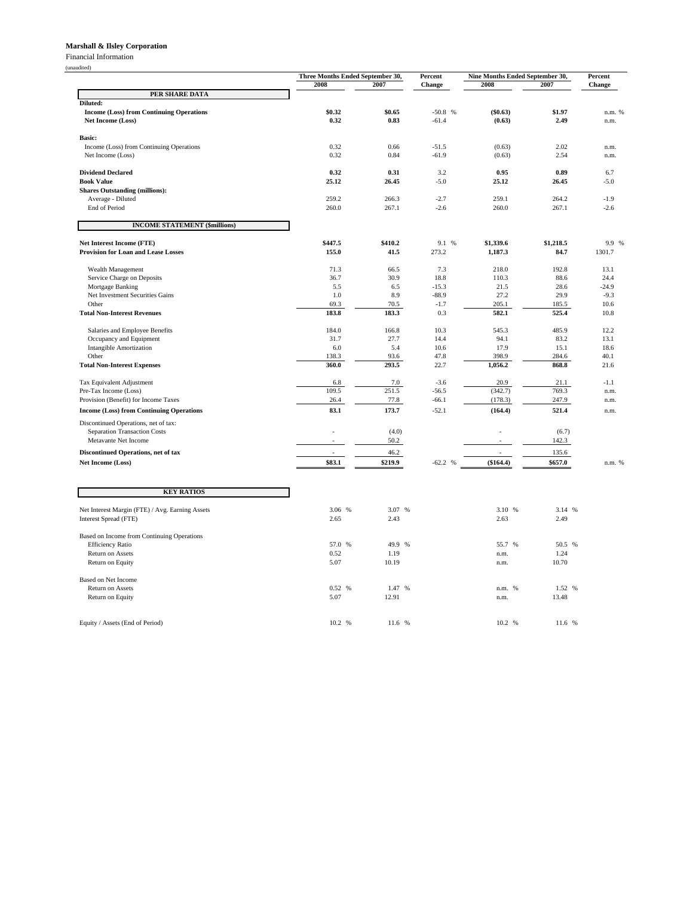**Marshall & Ilsley Corporation**

Financial Information

(unaudited)

| | Three Months Ended September 30, | | Percent | Nine Months Ended September 30, | | Percent |
|---|---|---|---|---|---|---|
| | 2008 | 2007 | Change | 2008 | 2007 | Change |
| **PER SHARE DATA** | | | | | | |
| **Diluted:** | | | | | | |
| **Income (Loss) from Continuing Operations** | **$0.32** | **$0.65** | -50.8 % | **($0.63)** | **$1.97** | n.m. % |
| **Net Income (Loss)** | **0.32** | **0.83** | -61.4 | **(0.63)** | **2.49** | n.m. |
| **Basic:** | | | | | | |
| Income (Loss) from Continuing Operations | 0.32 | 0.66 | -51.5 | (0.63) | 2.02 | n.m. |
| Net Income (Loss) | 0.32 | 0.84 | -61.9 | (0.63) | 2.54 | n.m. |
| **Dividend Declared** | **0.32** | **0.31** | 3.2 | **0.95** | **0.89** | 6.7 |
| **Book Value** | **25.12** | **26.45** | -5.0 | **25.12** | **26.45** | -5.0 |
| **Shares Outstanding (millions):** | | | | | | |
| Average - Diluted | 259.2 | 266.3 | -2.7 | 259.1 | 264.2 | -1.9 |
| End of Period | 260.0 | 267.1 | -2.6 | 260.0 | 267.1 | -2.6 |
| **INCOME STATEMENT ($millions)** | | | | | | |
| **Net Interest Income (FTE)** | **$447.5** | **$410.2** | 9.1 % | **$1,339.6** | **$1,218.5** | 9.9 % |
| **Provision for Loan and Lease Losses** | **155.0** | **41.5** | 273.2 | **1,187.3** | **84.7** | 1301.7 |
| Wealth Management | 71.3 | 66.5 | 7.3 | 218.0 | 192.8 | 13.1 |
| Service Charge on Deposits | 36.7 | 30.9 | 18.8 | 110.3 | 88.6 | 24.4 |
| Mortgage Banking | 5.5 | 6.5 | -15.3 | 21.5 | 28.6 | -24.9 |
| Net Investment Securities Gains | 1.0 | 8.9 | -88.9 | 27.2 | 29.9 | -9.3 |
| Other | 69.3 | 70.5 | -1.7 | 205.1 | 185.5 | 10.6 |
| **Total Non-Interest Revenues** | **183.8** | **183.3** | 0.3 | **582.1** | **525.4** | 10.8 |
| Salaries and Employee Benefits | 184.0 | 166.8 | 10.3 | 545.3 | 485.9 | 12.2 |
| Occupancy and Equipment | 31.7 | 27.7 | 14.4 | 94.1 | 83.2 | 13.1 |
| Intangible Amortization | 6.0 | 5.4 | 10.6 | 17.9 | 15.1 | 18.6 |
| Other | 138.3 | 93.6 | 47.8 | 398.9 | 284.6 | 40.1 |
| **Total Non-Interest Expenses** | **360.0** | **293.5** | 22.7 | **1,056.2** | **868.8** | 21.6 |
| Tax Equivalent Adjustment | 6.8 | 7.0 | -3.6 | 20.9 | 21.1 | -1.1 |
| Pre-Tax Income (Loss) | 109.5 | 251.5 | -56.5 | (342.7) | 769.3 | n.m. |
| Provision (Benefit) for Income Taxes | 26.4 | 77.8 | -66.1 | (178.3) | 247.9 | n.m. |
| **Income (Loss) from Continuing Operations** | **83.1** | **173.7** | -52.1 | **(164.4)** | **521.4** | n.m. |
| Discontinued Operations, net of tax: | | | | | | |
| Separation Transaction Costs | - | (4.0) | | - | (6.7) | |
| Metavante Net Income | - | 50.2 | | - | 142.3 | |
| **Discontinued Operations, net of tax** | - | **46.2** | | - | **135.6** | |
| **Net Income (Loss)** | **$83.1** | **$219.9** | -62.2 % | **($164.4)** | **$657.0** | n.m. % |

| **KEY RATIOS** | Three Months 2008 | Three Months 2007 | Nine Months 2008 | Nine Months 2007 |
|---|---|---|---|---|
| Net Interest Margin (FTE) / Avg. Earning Assets | 3.06 % | 3.07 % | 3.10 % | 3.14 % |
| Interest Spread (FTE) | 2.65 | 2.43 | 2.63 | 2.49 |
| Based on Income from Continuing Operations | | | | |
| Efficiency Ratio | 57.0 % | 49.9 % | 55.7 % | 50.5 % |
| Return on Assets | 0.52 | 1.19 | n.m. | 1.24 |
| Return on Equity | 5.07 | 10.19 | n.m. | 10.70 |
| Based on Net Income | | | | |
| Return on Assets | 0.52 % | 1.47 % | n.m. % | 1.52 % |
| Return on Equity | 5.07 | 12.91 | n.m. | 13.48 |
| Equity / Assets (End of Period) | 10.2 % | 11.6 % | 10.2 % | 11.6 % |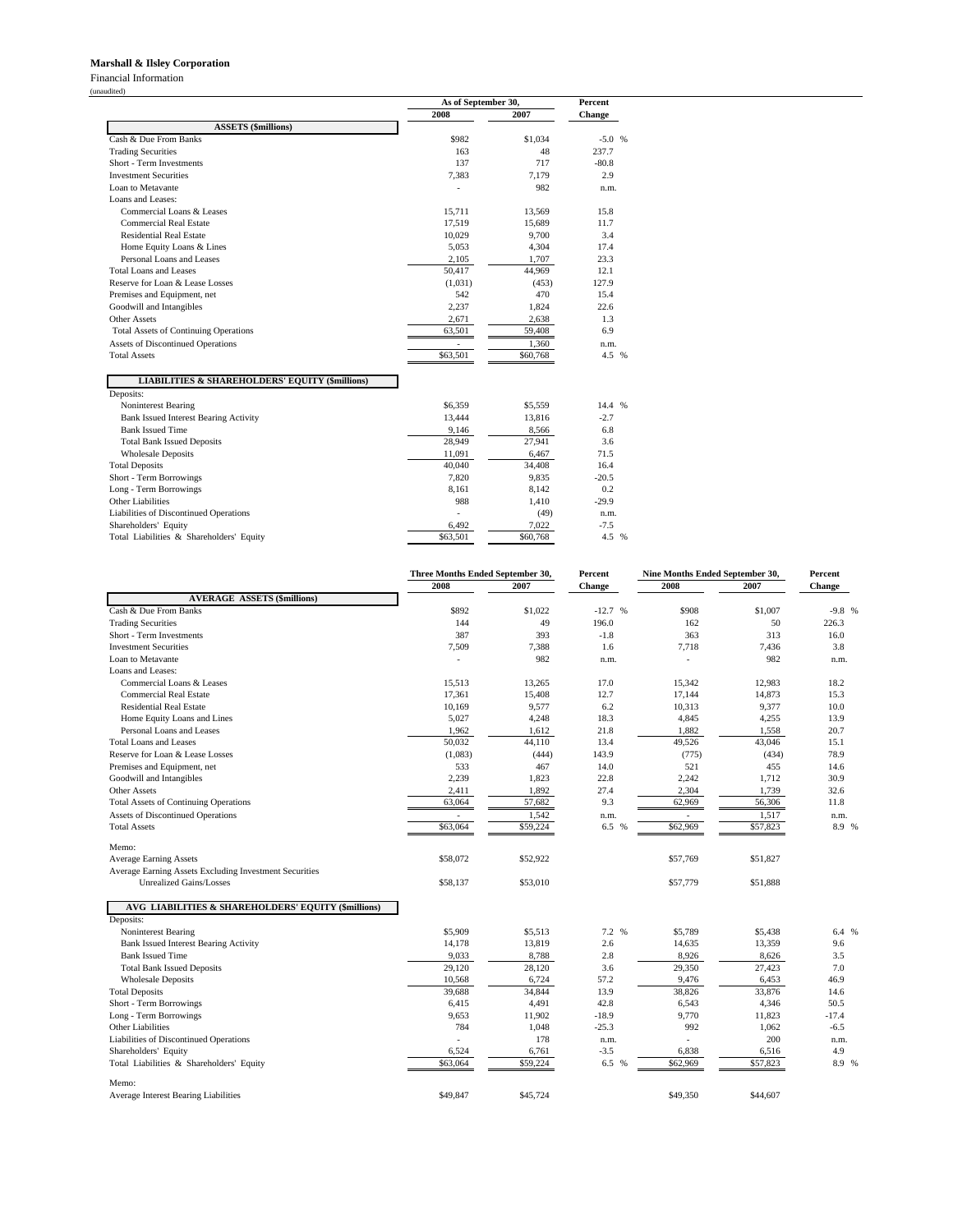**Marshall & Ilsley Corporation**

Financial Information

(unaudited)

| | As of September 30, | | Percent |
|---|---|---|---|
| | 2008 | 2007 | Change |
| **ASSETS ($millions)** | | | |
| Cash & Due From Banks | $982 | $1,034 | -5.0 % |
| Trading Securities | 163 | 48 | 237.7 |
| Short - Term Investments | 137 | 717 | -80.8 |
| Investment Securities | 7,383 | 7,179 | 2.9 |
| Loan to Metavante | - | 982 | n.m. |
| Loans and Leases: | | | |
| Commercial Loans & Leases | 15,711 | 13,569 | 15.8 |
| Commercial Real Estate | 17,519 | 15,689 | 11.7 |
| Residential Real Estate | 10,029 | 9,700 | 3.4 |
| Home Equity Loans & Lines | 5,053 | 4,304 | 17.4 |
| Personal Loans and Leases | 2,105 | 1,707 | 23.3 |
| Total Loans and Leases | 50,417 | 44,969 | 12.1 |
| Reserve for Loan & Lease Losses | (1,031) | (453) | 127.9 |
| Premises and Equipment, net | 542 | 470 | 15.4 |
| Goodwill and Intangibles | 2,237 | 1,824 | 22.6 |
| Other Assets | 2,671 | 2,638 | 1.3 |
| Total Assets of Continuing Operations | 63,501 | 59,408 | 6.9 |
| Assets of Discontinued Operations | - | 1,360 | n.m. |
| Total Assets | $63,501 | $60,768 | 4.5 % |
| **LIABILITIES & SHAREHOLDERS' EQUITY ($millions)** | | | |
| Deposits: | | | |
| Noninterest Bearing | $6,359 | $5,559 | 14.4 % |
| Bank Issued Interest Bearing Activity | 13,444 | 13,816 | -2.7 |
| Bank Issued Time | 9,146 | 8,566 | 6.8 |
| Total Bank Issued Deposits | 28,949 | 27,941 | 3.6 |
| Wholesale Deposits | 11,091 | 6,467 | 71.5 |
| Total Deposits | 40,040 | 34,408 | 16.4 |
| Short - Term Borrowings | 7,820 | 9,835 | -20.5 |
| Long - Term Borrowings | 8,161 | 8,142 | 0.2 |
| Other Liabilities | 988 | 1,410 | -29.9 |
| Liabilities of Discontinued Operations | - | (49) | n.m. |
| Shareholders' Equity | 6,492 | 7,022 | -7.5 |
| Total Liabilities & Shareholders' Equity | $63,501 | $60,768 | 4.5 % |

| | Three Months Ended September 30, | | Percent | Nine Months Ended September 30, | | Percent |
|---|---|---|---|---|---|---|
| | 2008 | 2007 | Change | 2008 | 2007 | Change |
| **AVERAGE ASSETS ($millions)** | | | | | | |
| Cash & Due From Banks | $892 | $1,022 | -12.7 % | $908 | $1,007 | -9.8 % |
| Trading Securities | 144 | 49 | 196.0 | 162 | 50 | 226.3 |
| Short - Term Investments | 387 | 393 | -1.8 | 363 | 313 | 16.0 |
| Investment Securities | 7,509 | 7,388 | 1.6 | 7,718 | 7,436 | 3.8 |
| Loan to Metavante | - | 982 | n.m. | - | 982 | n.m. |
| Loans and Leases: | | | | | | |
| Commercial Loans & Leases | 15,513 | 13,265 | 17.0 | 15,342 | 12,983 | 18.2 |
| Commercial Real Estate | 17,361 | 15,408 | 12.7 | 17,144 | 14,873 | 15.3 |
| Residential Real Estate | 10,169 | 9,577 | 6.2 | 10,313 | 9,377 | 10.0 |
| Home Equity Loans and Lines | 5,027 | 4,248 | 18.3 | 4,845 | 4,255 | 13.9 |
| Personal Loans and Leases | 1,962 | 1,612 | 21.8 | 1,882 | 1,558 | 20.7 |
| Total Loans and Leases | 50,032 | 44,110 | 13.4 | 49,526 | 43,046 | 15.1 |
| Reserve for Loan & Lease Losses | (1,083) | (444) | 143.9 | (775) | (434) | 78.9 |
| Premises and Equipment, net | 533 | 467 | 14.0 | 521 | 455 | 14.6 |
| Goodwill and Intangibles | 2,239 | 1,823 | 22.8 | 2,242 | 1,712 | 30.9 |
| Other Assets | 2,411 | 1,892 | 27.4 | 2,304 | 1,739 | 32.6 |
| Total Assets of Continuing Operations | 63,064 | 57,682 | 9.3 | 62,969 | 56,306 | 11.8 |
| Assets of Discontinued Operations | - | 1,542 | n.m. | - | 1,517 | n.m. |
| Total Assets | $63,064 | $59,224 | 6.5 % | $62,969 | $57,823 | 8.9 % |
| Memo: | | | | | | |
| Average Earning Assets | $58,072 | $52,922 | | $57,769 | $51,827 | |
| Average Earning Assets Excluding Investment Securities Unrealized Gains/Losses | $58,137 | $53,010 | | $57,779 | $51,888 | |
| **AVG LIABILITIES & SHAREHOLDERS' EQUITY ($millions)** | | | | | | |
| Deposits: | | | | | | |
| Noninterest Bearing | $5,909 | $5,513 | 7.2 % | $5,789 | $5,438 | 6.4 % |
| Bank Issued Interest Bearing Activity | 14,178 | 13,819 | 2.6 | 14,635 | 13,359 | 9.6 |
| Bank Issued Time | 9,033 | 8,788 | 2.8 | 8,926 | 8,626 | 3.5 |
| Total Bank Issued Deposits | 29,120 | 28,120 | 3.6 | 29,350 | 27,423 | 7.0 |
| Wholesale Deposits | 10,568 | 6,724 | 57.2 | 9,476 | 6,453 | 46.9 |
| Total Deposits | 39,688 | 34,844 | 13.9 | 38,826 | 33,876 | 14.6 |
| Short - Term Borrowings | 6,415 | 4,491 | 42.8 | 6,543 | 4,346 | 50.5 |
| Long - Term Borrowings | 9,653 | 11,902 | -18.9 | 9,770 | 11,823 | -17.4 |
| Other Liabilities | 784 | 1,048 | -25.3 | 992 | 1,062 | -6.5 |
| Liabilities of Discontinued Operations | - | 178 | n.m. | - | 200 | n.m. |
| Shareholders' Equity | 6,524 | 6,761 | -3.5 | 6,838 | 6,516 | 4.9 |
| Total Liabilities & Shareholders' Equity | $63,064 | $59,224 | 6.5 % | $62,969 | $57,823 | 8.9 % |
| Memo: | | | | | | |
| Average Interest Bearing Liabilities | $49,847 | $45,724 | | $49,350 | $44,607 | |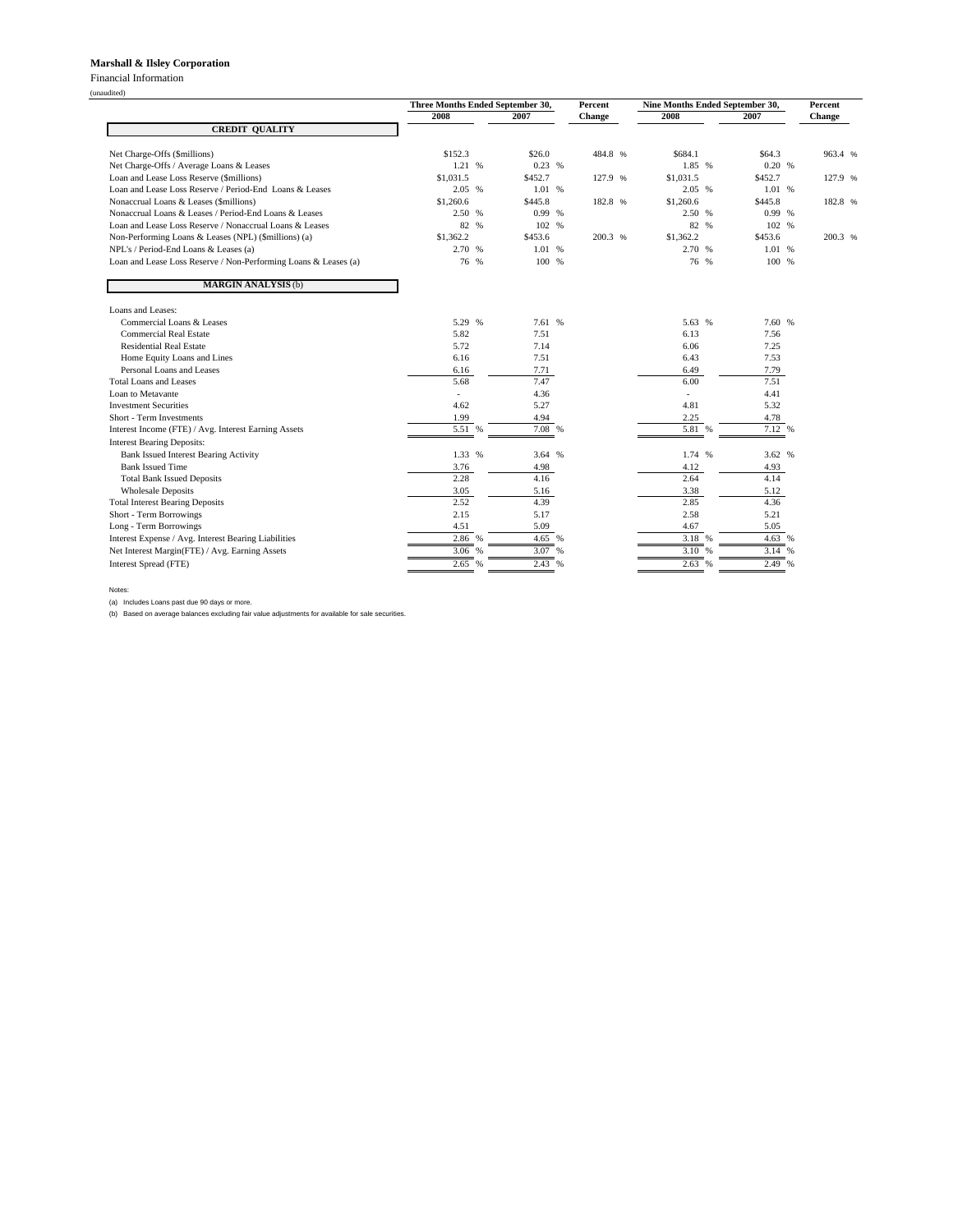**Marshall & Ilsley Corporation**

Financial Information

(unaudited)

| | Three Months Ended September 30, | | Percent | Nine Months Ended September 30, | | Percent |
|---|---|---|---|---|---|---|
| | 2008 | 2007 | Change | 2008 | 2007 | Change |
| **CREDIT QUALITY** | | | | | | |
| Net Charge-Offs ($millions) | $152.3 | $26.0 | 484.8 % | $684.1 | $64.3 | 963.4 % |
| Net Charge-Offs / Average Loans & Leases | 1.21 % | 0.23 % | | 1.85 % | 0.20 % | |
| Loan and Lease Loss Reserve ($millions) | $1,031.5 | $452.7 | 127.9 % | $1,031.5 | $452.7 | 127.9 % |
| Loan and Lease Loss Reserve / Period-End Loans & Leases | 2.05 % | 1.01 % | | 2.05 % | 1.01 % | |
| Nonaccrual Loans & Leases ($millions) | $1,260.6 | $445.8 | 182.8 % | $1,260.6 | $445.8 | 182.8 % |
| Nonaccrual Loans & Leases / Period-End Loans & Leases | 2.50 % | 0.99 % | | 2.50 % | 0.99 % | |
| Loan and Lease Loss Reserve / Nonaccrual Loans & Leases | 82 % | 102 % | | 82 % | 102 % | |
| Non-Performing Loans & Leases (NPL) ($millions) (a) | $1,362.2 | $453.6 | 200.3 % | $1,362.2 | $453.6 | 200.3 % |
| NPL's / Period-End Loans & Leases (a) | 2.70 % | 1.01 % | | 2.70 % | 1.01 % | |
| Loan and Lease Loss Reserve / Non-Performing Loans & Leases (a) | 76 % | 100 % | | 76 % | 100 % | |
| **MARGIN ANALYSIS** (b) | | | | | | |
| Loans and Leases: | | | | | | |
| Commercial Loans & Leases | 5.29 % | 7.61 % | | 5.63 % | 7.60 % | |
| Commercial Real Estate | 5.82 | 7.51 | | 6.13 | 7.56 | |
| Residential Real Estate | 5.72 | 7.14 | | 6.06 | 7.25 | |
| Home Equity Loans and Lines | 6.16 | 7.51 | | 6.43 | 7.53 | |
| Personal Loans and Leases | 6.16 | 7.71 | | 6.49 | 7.79 | |
| Total Loans and Leases | 5.68 | 7.47 | | 6.00 | 7.51 | |
| Loan to Metavante | - | 4.36 | | - | 4.41 | |
| Investment Securities | 4.62 | 5.27 | | 4.81 | 5.32 | |
| Short - Term Investments | 1.99 | 4.94 | | 2.25 | 4.78 | |
| Interest Income (FTE) / Avg. Interest Earning Assets | 5.51 % | 7.08 % | | 5.81 % | 7.12 % | |
| Interest Bearing Deposits: | | | | | | |
| Bank Issued Interest Bearing Activity | 1.33 % | 3.64 % | | 1.74 % | 3.62 % | |
| Bank Issued Time | 3.76 | 4.98 | | 4.12 | 4.93 | |
| Total Bank Issued Deposits | 2.28 | 4.16 | | 2.64 | 4.14 | |
| Wholesale Deposits | 3.05 | 5.16 | | 3.38 | 5.12 | |
| Total Interest Bearing Deposits | 2.52 | 4.39 | | 2.85 | 4.36 | |
| Short - Term Borrowings | 2.15 | 5.17 | | 2.58 | 5.21 | |
| Long - Term Borrowings | 4.51 | 5.09 | | 4.67 | 5.05 | |
| Interest Expense / Avg. Interest Bearing Liabilities | 2.86 % | 4.65 % | | 3.18 % | 4.63 % | |
| Net Interest Margin(FTE) / Avg. Earning Assets | 3.06 % | 3.07 % | | 3.10 % | 3.14 % | |
| Interest Spread (FTE) | 2.65 % | 2.43 % | | 2.63 % | 2.49 % | |

Notes:

(a) Includes Loans past due 90 days or more.

(b) Based on average balances excluding fair value adjustments for available for sale securities.